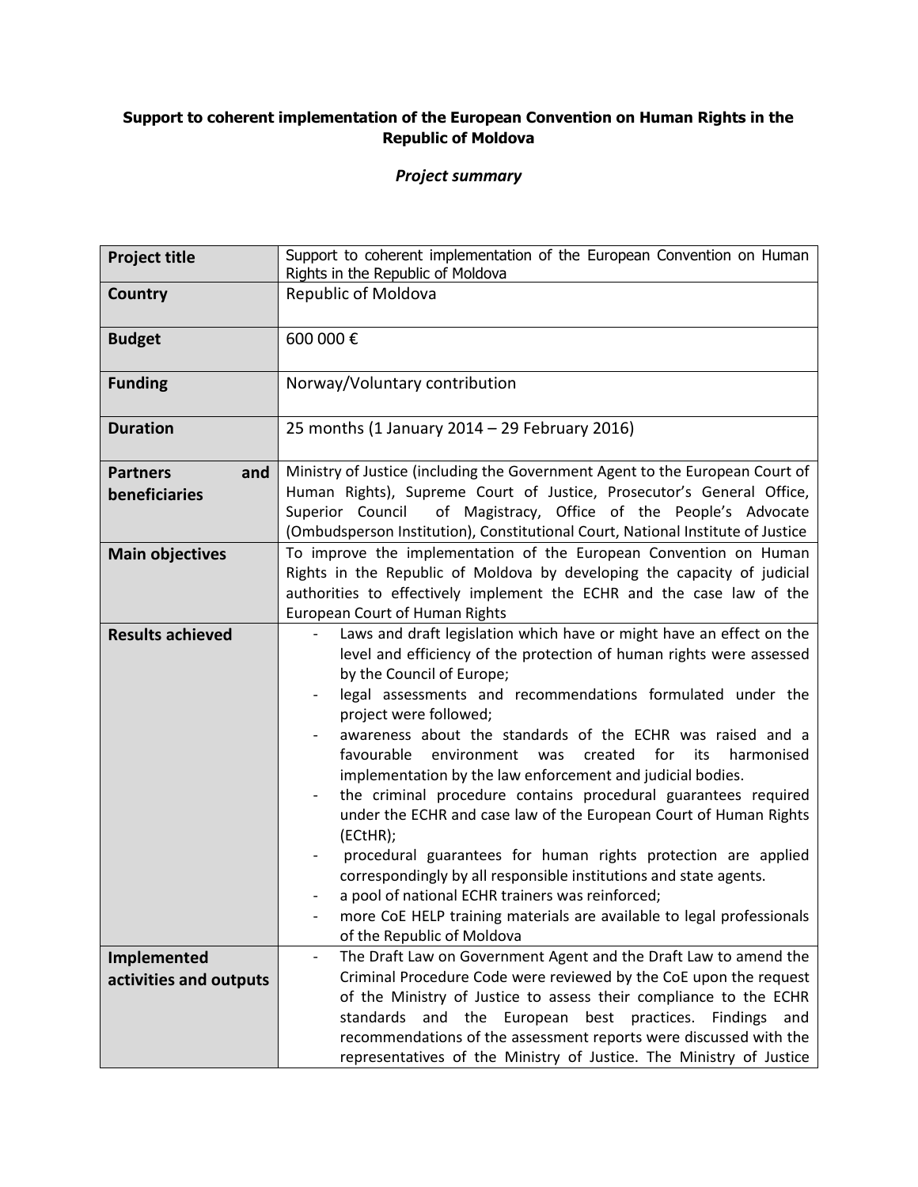**Support to coherent implementation of the European Convention on Human Rights in the Republic of Moldova**

***Project summary***

| **Project title** | Support to coherent implementation of the European Convention on Human Rights in the Republic of Moldova |
|---|---|
| **Country** | Republic of Moldova |
| **Budget** | 600 000 € |
| **Funding** | Norway/Voluntary contribution |
| **Duration** | 25 months (1 January 2014 – 29 February 2016) |
| **Partners and beneficiaries** | Ministry of Justice (including the Government Agent to the European Court of Human Rights), Supreme Court of Justice, Prosecutor's General Office, Superior Council of Magistracy, Office of the People's Advocate (Ombudsperson Institution), Constitutional Court, National Institute of Justice |
| **Main objectives** | To improve the implementation of the European Convention on Human Rights in the Republic of Moldova by developing the capacity of judicial authorities to effectively implement the ECHR and the case law of the European Court of Human Rights |
| **Results achieved** | - Laws and draft legislation which have or might have an effect on the level and efficiency of the protection of human rights were assessed by the Council of Europe;<br>- legal assessments and recommendations formulated under the project were followed;<br>- awareness about the standards of the ECHR was raised and a favourable environment was created for its harmonised implementation by the law enforcement and judicial bodies.<br>- the criminal procedure contains procedural guarantees required under the ECHR and case law of the European Court of Human Rights (ECtHR);<br>- procedural guarantees for human rights protection are applied correspondingly by all responsible institutions and state agents.<br>- a pool of national ECHR trainers was reinforced;<br>- more CoE HELP training materials are available to legal professionals of the Republic of Moldova |
| **Implemented activities and outputs** | - The Draft Law on Government Agent and the Draft Law to amend the Criminal Procedure Code were reviewed by the CoE upon the request of the Ministry of Justice to assess their compliance to the ECHR standards and the European best practices. Findings and recommendations of the assessment reports were discussed with the representatives of the Ministry of Justice. The Ministry of Justice |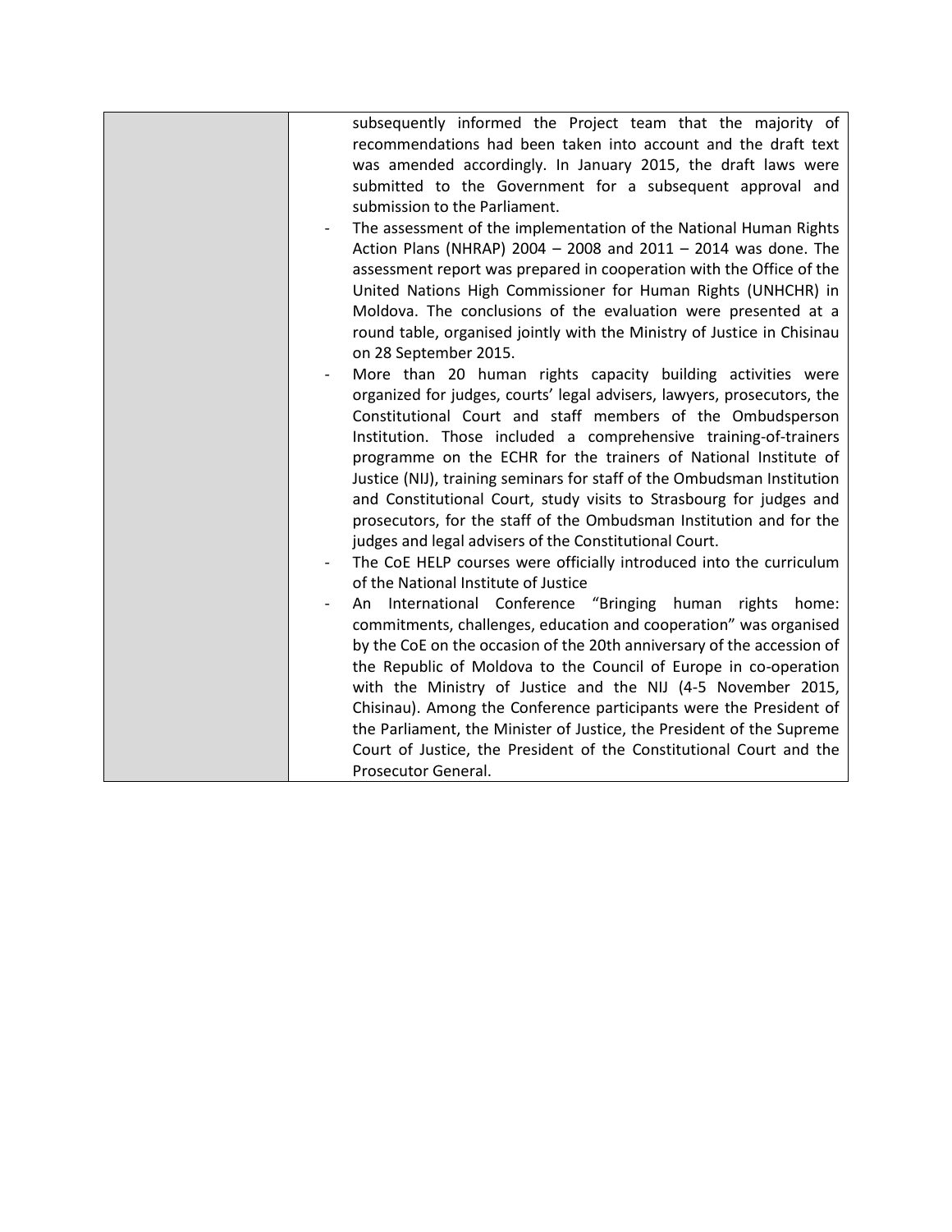| | |
|---|---|
| | subsequently informed the Project team that the majority of recommendations had been taken into account and the draft text was amended accordingly. In January 2015, the draft laws were submitted to the Government for a subsequent approval and submission to the Parliament.<br>- The assessment of the implementation of the National Human Rights Action Plans (NHRAP) 2004 – 2008 and 2011 – 2014 was done. The assessment report was prepared in cooperation with the Office of the United Nations High Commissioner for Human Rights (UNHCHR) in Moldova. The conclusions of the evaluation were presented at a round table, organised jointly with the Ministry of Justice in Chisinau on 28 September 2015.<br>- More than 20 human rights capacity building activities were organized for judges, courts' legal advisers, lawyers, prosecutors, the Constitutional Court and staff members of the Ombudsperson Institution. Those included a comprehensive training-of-trainers programme on the ECHR for the trainers of National Institute of Justice (NIJ), training seminars for staff of the Ombudsman Institution and Constitutional Court, study visits to Strasbourg for judges and prosecutors, for the staff of the Ombudsman Institution and for the judges and legal advisers of the Constitutional Court.<br>- The CoE HELP courses were officially introduced into the curriculum of the National Institute of Justice<br>- An International Conference "Bringing human rights home: commitments, challenges, education and cooperation" was organised by the CoE on the occasion of the 20th anniversary of the accession of the Republic of Moldova to the Council of Europe in co-operation with the Ministry of Justice and the NIJ (4-5 November 2015, Chisinau). Among the Conference participants were the President of the Parliament, the Minister of Justice, the President of the Supreme Court of Justice, the President of the Constitutional Court and the Prosecutor General. |